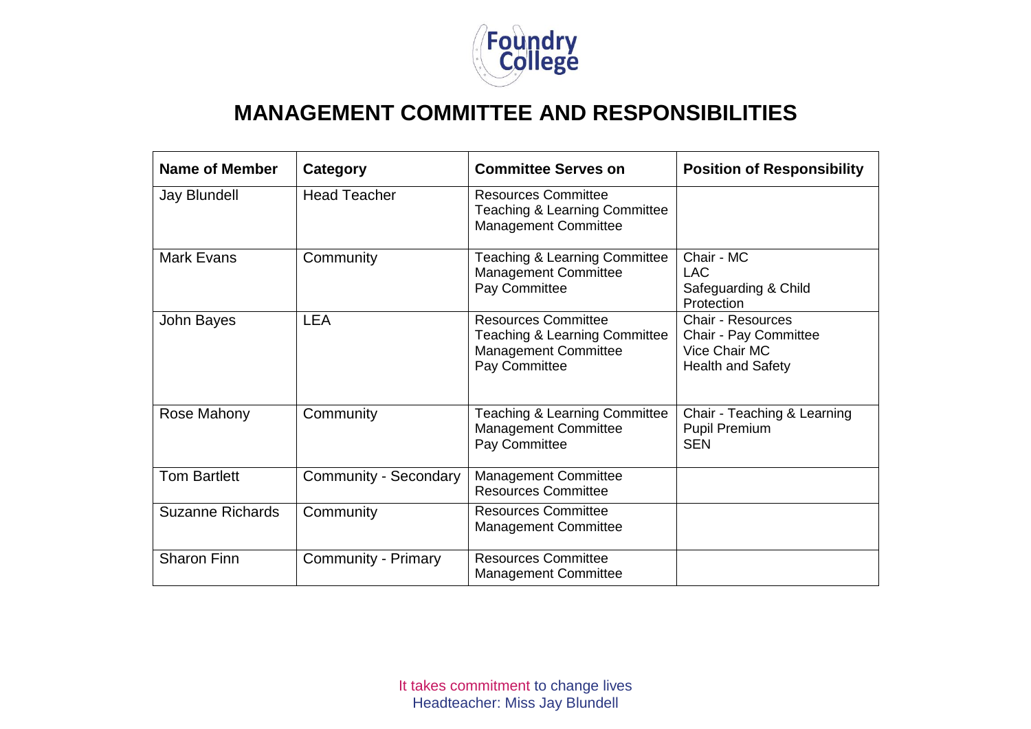# MANAGEMENT COMMITTEE AND RESPONSIBILITIES

| Name of Member | Category | Committee Serves on | Position of Responsibility |
|---|---|---|---|
| Jay Blundell | Head Teacher | Resources Committee<br>Teaching & Learning Committee<br>Management Committee | |
| Mark Evans | Community | Teaching & Learning Committee<br>Management Committee<br>Pay Committee | Chair - MC<br>LAC<br>Safeguarding & Child Protection |
| John Bayes | LEA | Resources Committee<br>Teaching & Learning Committee<br>Management Committee<br>Pay Committee | Chair - Resources<br>Chair - Pay Committee<br>Vice Chair MC<br>Health and Safety |
| Rose Mahony | Community | Teaching & Learning Committee<br>Management Committee<br>Pay Committee | Chair - Teaching & Learning<br>Pupil Premium<br>SEN |
| Tom Bartlett | Community - Secondary | Management Committee<br>Resources Committee | |
| Suzanne Richards | Community | Resources Committee<br>Management Committee | |
| Sharon Finn | Community - Primary | Resources Committee<br>Management Committee | |

It takes commitment to change lives
Headteacher: Miss Jay Blundell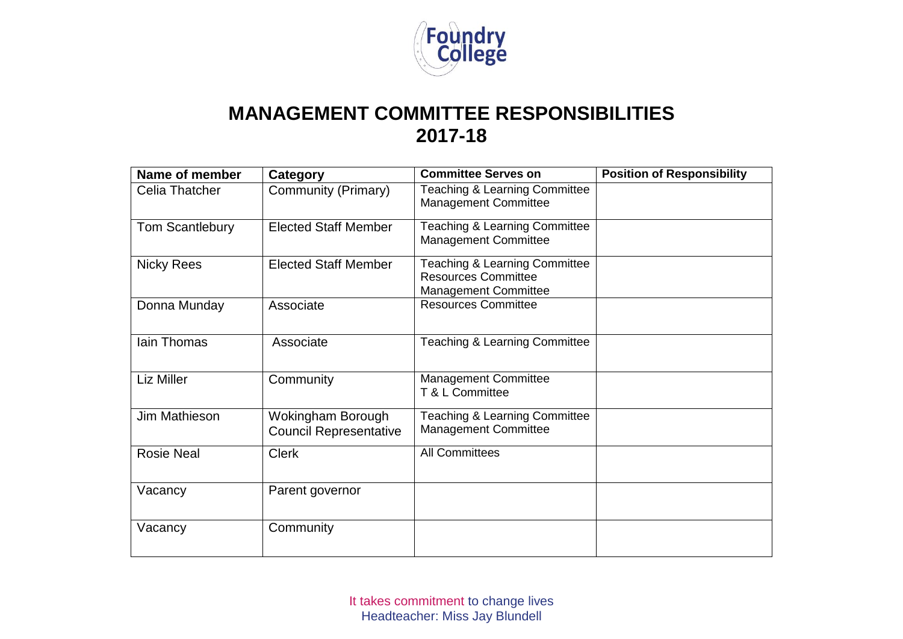Foundry College

# MANAGEMENT COMMITTEE RESPONSIBILITIES 2017-18

| Name of member | Category | Committee Serves on | Position of Responsibility |
| --- | --- | --- | --- |
| Celia Thatcher | Community (Primary) | Teaching & Learning Committee<br>Management Committee | |
| Tom Scantlebury | Elected Staff Member | Teaching & Learning Committee<br>Management Committee | |
| Nicky Rees | Elected Staff Member | Teaching & Learning Committee<br>Resources Committee<br>Management Committee | |
| Donna Munday | Associate | Resources Committee | |
| Iain Thomas | Associate | Teaching & Learning Committee | |
| Liz Miller | Community | Management Committee<br>T & L Committee | |
| Jim Mathieson | Wokingham Borough Council Representative | Teaching & Learning Committee<br>Management Committee | |
| Rosie Neal | Clerk | All Committees | |
| Vacancy | Parent governor | | |
| Vacancy | Community | | |

It takes commitment to change lives
Headteacher: Miss Jay Blundell